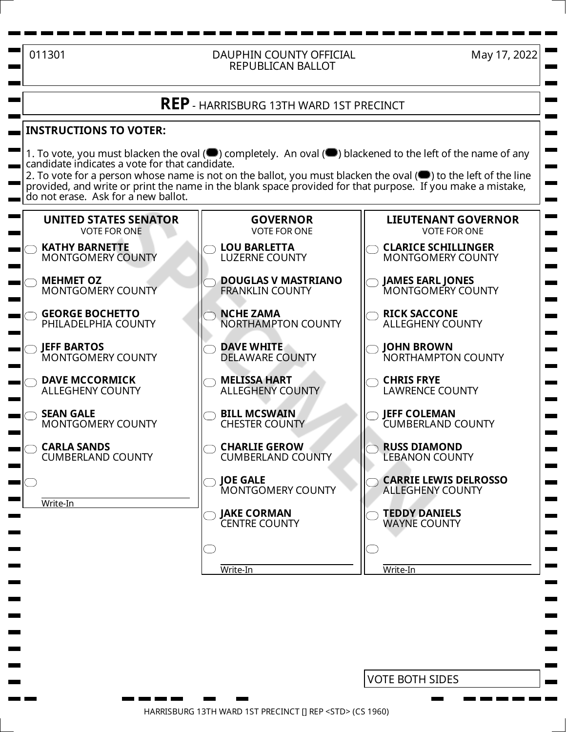011301

DAUPHIN COUNTY OFFICIAL
REPUBLICAN BALLOT

May 17, 2022

# REP - HARRISBURG 13TH WARD 1ST PRECINCT

**INSTRUCTIONS TO VOTER:**

1. To vote, you must blacken the oval ( ) completely. An oval ( ) blackened to the left of the name of any candidate indicates a vote for that candidate.
2. To vote for a person whose name is not on the ballot, you must blacken the oval ( ) to the left of the line provided, and write or print the name in the blank space provided for that purpose. If you make a mistake, do not erase. Ask for a new ballot.

## UNITED STATES SENATOR
VOTE FOR ONE

- **KATHY BARNETTE** MONTGOMERY COUNTY
- **MEHMET OZ** MONTGOMERY COUNTY
- **GEORGE BOCHETTO** PHILADELPHIA COUNTY
- **JEFF BARTOS** MONTGOMERY COUNTY
- **DAVE MCCORMICK** ALLEGHENY COUNTY
- **SEAN GALE** MONTGOMERY COUNTY
- **CARLA SANDS** CUMBERLAND COUNTY
- Write-In

## GOVERNOR
VOTE FOR ONE

- **LOU BARLETTA** LUZERNE COUNTY
- **DOUGLAS V MASTRIANO** FRANKLIN COUNTY
- **NCHE ZAMA** NORTHAMPTON COUNTY
- **DAVE WHITE** DELAWARE COUNTY
- **MELISSA HART** ALLEGHENY COUNTY
- **BILL MCSWAIN** CHESTER COUNTY
- **CHARLIE GEROW** CUMBERLAND COUNTY
- **JOE GALE** MONTGOMERY COUNTY
- **JAKE CORMAN** CENTRE COUNTY
- Write-In

## LIEUTENANT GOVERNOR
VOTE FOR ONE

- **CLARICE SCHILLINGER** MONTGOMERY COUNTY
- **JAMES EARL JONES** MONTGOMERY COUNTY
- **RICK SACCONE** ALLEGHENY COUNTY
- **JOHN BROWN** NORTHAMPTON COUNTY
- **CHRIS FRYE** LAWRENCE COUNTY
- **JEFF COLEMAN** CUMBERLAND COUNTY
- **RUSS DIAMOND** LEBANON COUNTY
- **CARRIE LEWIS DELROSSO** ALLEGHENY COUNTY
- **TEDDY DANIELS** WAYNE COUNTY
- Write-In

VOTE BOTH SIDES

HARRISBURG 13TH WARD 1ST PRECINCT [] REP <STD> (CS 1960)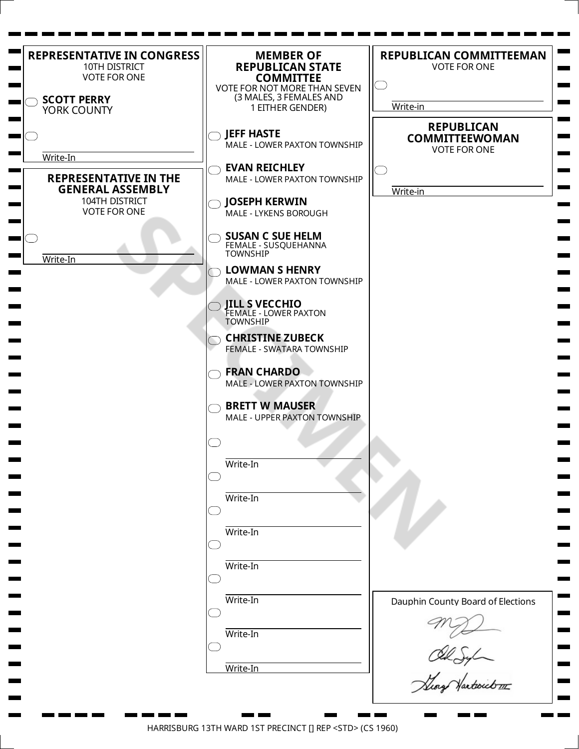## REPRESENTATIVE IN CONGRESS

10TH DISTRICT
VOTE FOR ONE

- SCOTT PERRY
  YORK COUNTY
- Write-In

## REPRESENTATIVE IN THE GENERAL ASSEMBLY

104TH DISTRICT
VOTE FOR ONE

- Write-In

## MEMBER OF REPUBLICAN STATE COMMITTEE

VOTE FOR NOT MORE THAN SEVEN
(3 MALES, 3 FEMALES AND
1 EITHER GENDER)

- **JEFF HASTE**
  MALE - LOWER PAXTON TOWNSHIP
- **EVAN REICHLEY**
  MALE - LOWER PAXTON TOWNSHIP
- **JOSEPH KERWIN**
  MALE - LYKENS BOROUGH
- **SUSAN C SUE HELM**
  FEMALE - SUSQUEHANNA TOWNSHIP
- **LOWMAN S HENRY**
  MALE - LOWER PAXTON TOWNSHIP
- **JILL S VECCHIO**
  FEMALE - LOWER PAXTON TOWNSHIP
- **CHRISTINE ZUBECK**
  FEMALE - SWATARA TOWNSHIP
- **FRAN CHARDO**
  MALE - LOWER PAXTON TOWNSHIP
- **BRETT W MAUSER**
  MALE - UPPER PAXTON TOWNSHIP
- Write-In
- Write-In
- Write-In
- Write-In
- Write-In
- Write-In
- Write-In

## REPUBLICAN COMMITTEEMAN

VOTE FOR ONE

- Write-in

## REPUBLICAN COMMITTEEWOMAN

VOTE FOR ONE

- Write-in

Dauphin County Board of Elections

SPECIMEN

HARRISBURG 13TH WARD 1ST PRECINCT [] REP <STD> (CS 1960)